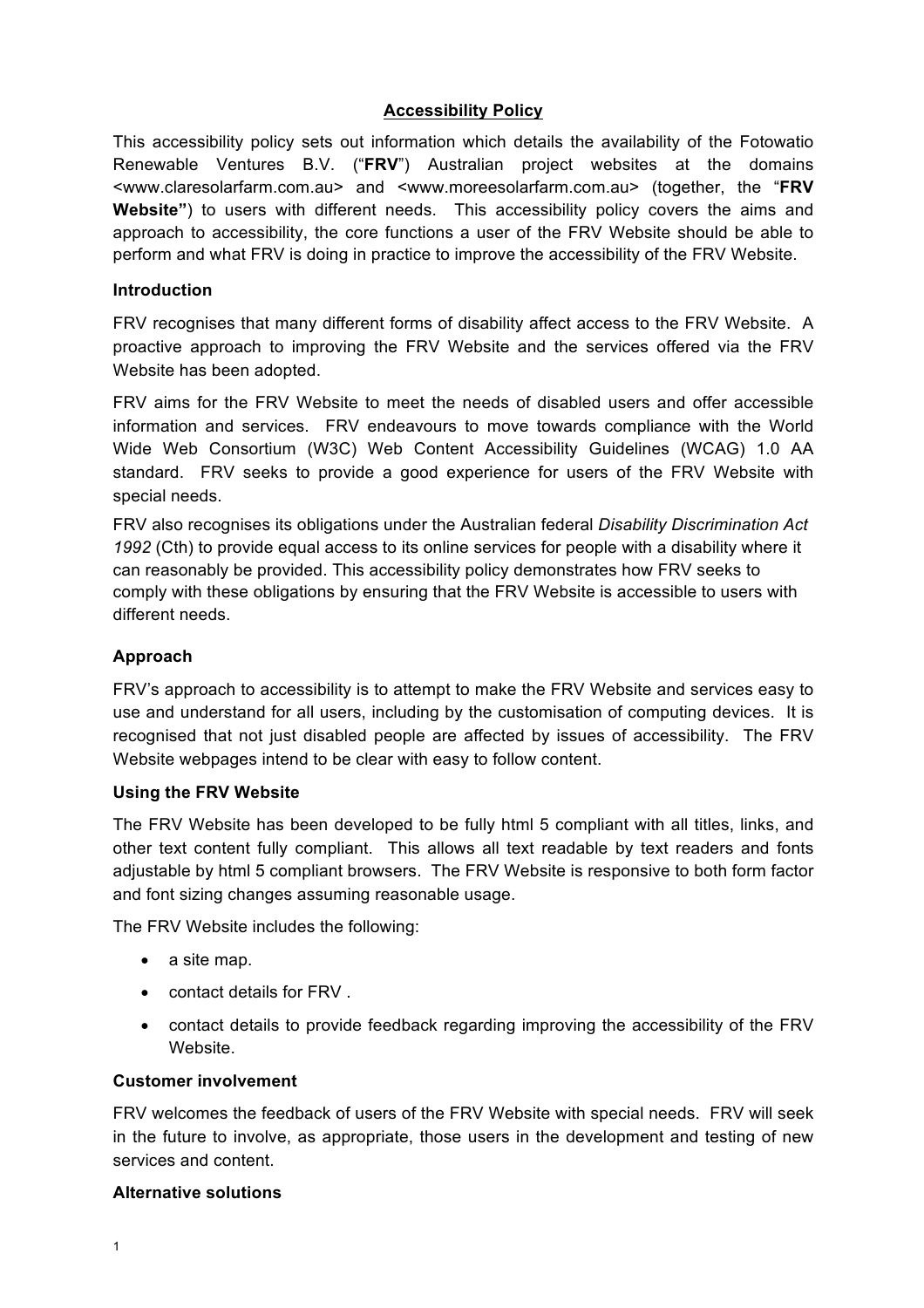# Accessibility Policy

This accessibility policy sets out information which details the availability of the Fotowatio Renewable Ventures B.V. ("**FRV**") Australian project websites at the domains <www.claresolarfarm.com.au> and <www.moreesolarfarm.com.au> (together, the "**FRV Website"**) to users with different needs. This accessibility policy covers the aims and approach to accessibility, the core functions a user of the FRV Website should be able to perform and what FRV is doing in practice to improve the accessibility of the FRV Website.

## Introduction

FRV recognises that many different forms of disability affect access to the FRV Website. A proactive approach to improving the FRV Website and the services offered via the FRV Website has been adopted.

FRV aims for the FRV Website to meet the needs of disabled users and offer accessible information and services. FRV endeavours to move towards compliance with the World Wide Web Consortium (W3C) Web Content Accessibility Guidelines (WCAG) 1.0 AA standard. FRV seeks to provide a good experience for users of the FRV Website with special needs.

FRV also recognises its obligations under the Australian federal *Disability Discrimination Act 1992* (Cth) to provide equal access to its online services for people with a disability where it can reasonably be provided. This accessibility policy demonstrates how FRV seeks to comply with these obligations by ensuring that the FRV Website is accessible to users with different needs.

## Approach

FRV's approach to accessibility is to attempt to make the FRV Website and services easy to use and understand for all users, including by the customisation of computing devices. It is recognised that not just disabled people are affected by issues of accessibility. The FRV Website webpages intend to be clear with easy to follow content.

## Using the FRV Website

The FRV Website has been developed to be fully html 5 compliant with all titles, links, and other text content fully compliant. This allows all text readable by text readers and fonts adjustable by html 5 compliant browsers. The FRV Website is responsive to both form factor and font sizing changes assuming reasonable usage.

The FRV Website includes the following:

- a site map.
- contact details for FRV .
- contact details to provide feedback regarding improving the accessibility of the FRV Website.

## Customer involvement

FRV welcomes the feedback of users of the FRV Website with special needs. FRV will seek in the future to involve, as appropriate, those users in the development and testing of new services and content.

## Alternative solutions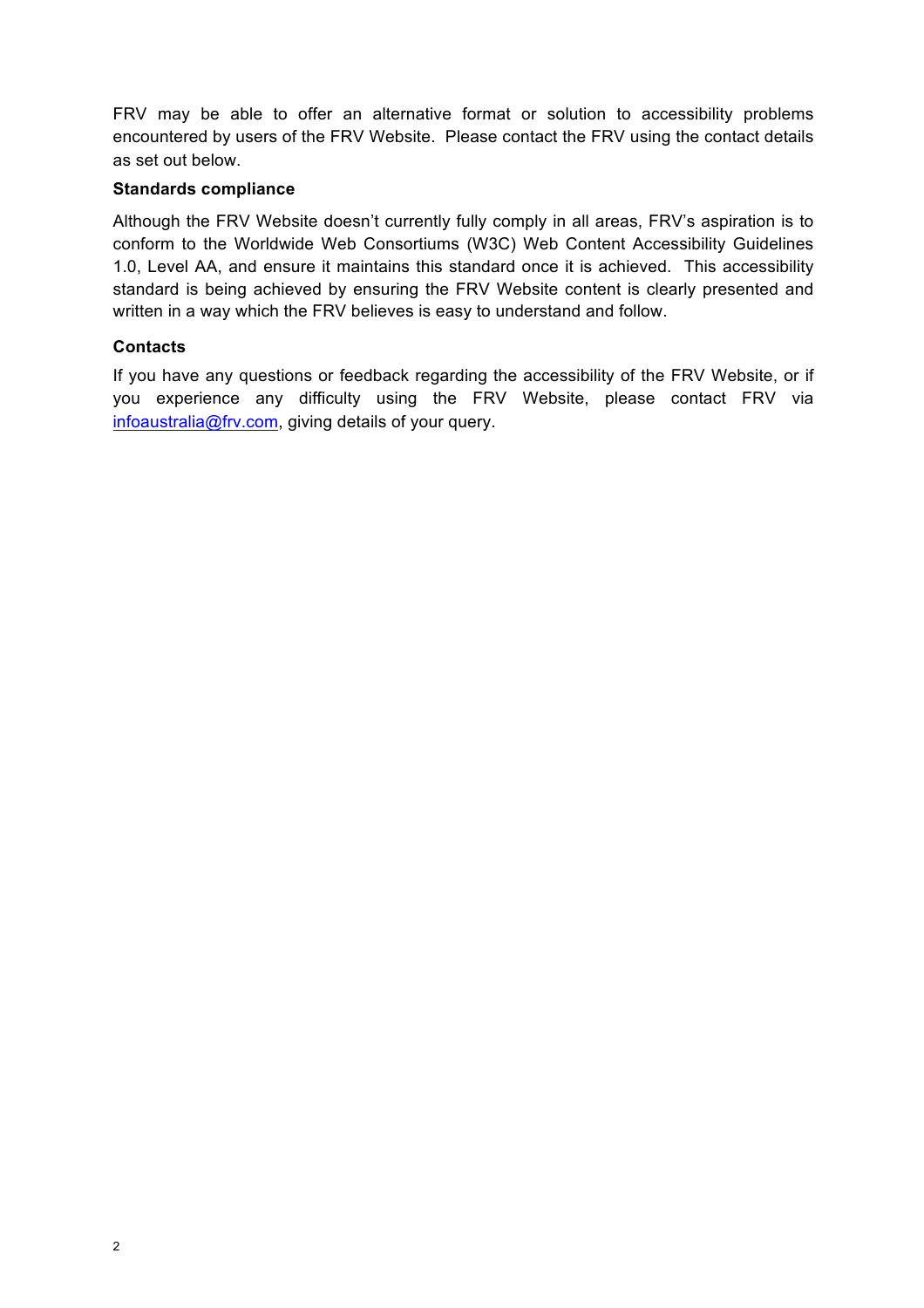FRV may be able to offer an alternative format or solution to accessibility problems encountered by users of the FRV Website. Please contact the FRV using the contact details as set out below.

**Standards compliance**

Although the FRV Website doesn't currently fully comply in all areas, FRV's aspiration is to conform to the Worldwide Web Consortiums (W3C) Web Content Accessibility Guidelines 1.0, Level AA, and ensure it maintains this standard once it is achieved. This accessibility standard is being achieved by ensuring the FRV Website content is clearly presented and written in a way which the FRV believes is easy to understand and follow.

**Contacts**

If you have any questions or feedback regarding the accessibility of the FRV Website, or if you experience any difficulty using the FRV Website, please contact FRV via infoaustralia@frv.com, giving details of your query.